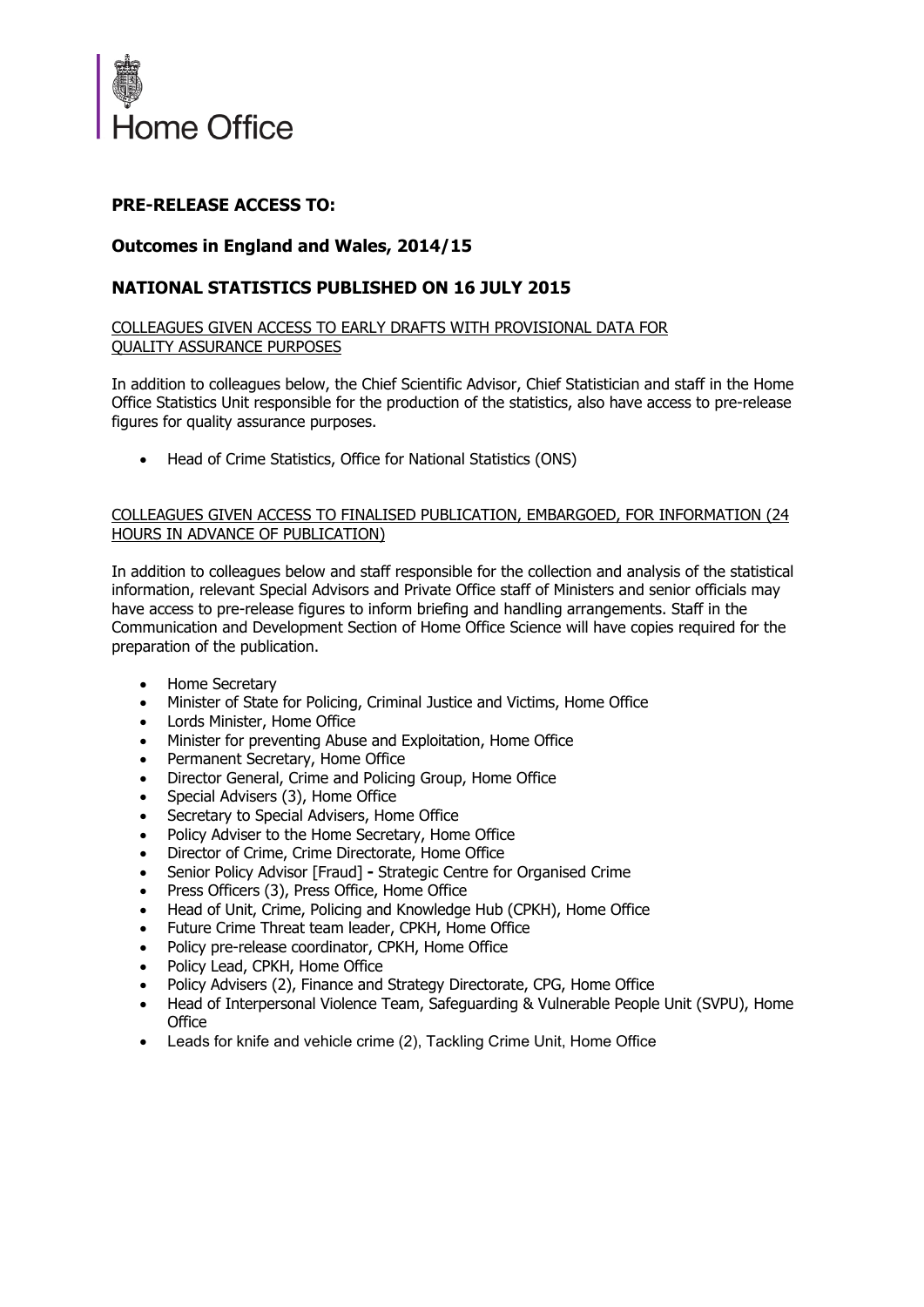Home Office

## PRE-RELEASE ACCESS TO:

## Outcomes in England and Wales, 2014/15

## NATIONAL STATISTICS PUBLISHED ON 16 JULY 2015

<u>COLLEAGUES GIVEN ACCESS TO EARLY DRAFTS WITH PROVISIONAL DATA FOR QUALITY ASSURANCE PURPOSES</u>

In addition to colleagues below, the Chief Scientific Advisor, Chief Statistician and staff in the Home Office Statistics Unit responsible for the production of the statistics, also have access to pre-release figures for quality assurance purposes.

- Head of Crime Statistics, Office for National Statistics (ONS)

<u>COLLEAGUES GIVEN ACCESS TO FINALISED PUBLICATION, EMBARGOED, FOR INFORMATION (24 HOURS IN ADVANCE OF PUBLICATION)</u>

In addition to colleagues below and staff responsible for the collection and analysis of the statistical information, relevant Special Advisors and Private Office staff of Ministers and senior officials may have access to pre-release figures to inform briefing and handling arrangements. Staff in the Communication and Development Section of Home Office Science will have copies required for the preparation of the publication.

- Home Secretary
- Minister of State for Policing, Criminal Justice and Victims, Home Office
- Lords Minister, Home Office
- Minister for preventing Abuse and Exploitation, Home Office
- Permanent Secretary, Home Office
- Director General, Crime and Policing Group, Home Office
- Special Advisers (3), Home Office
- Secretary to Special Advisers, Home Office
- Policy Adviser to the Home Secretary, Home Office
- Director of Crime, Crime Directorate, Home Office
- Senior Policy Advisor [Fraud] **-** Strategic Centre for Organised Crime
- Press Officers (3), Press Office, Home Office
- Head of Unit, Crime, Policing and Knowledge Hub (CPKH), Home Office
- Future Crime Threat team leader, CPKH, Home Office
- Policy pre-release coordinator, CPKH, Home Office
- Policy Lead, CPKH, Home Office
- Policy Advisers (2), Finance and Strategy Directorate, CPG, Home Office
- Head of Interpersonal Violence Team, Safeguarding & Vulnerable People Unit (SVPU), Home Office
- Leads for knife and vehicle crime (2), Tackling Crime Unit, Home Office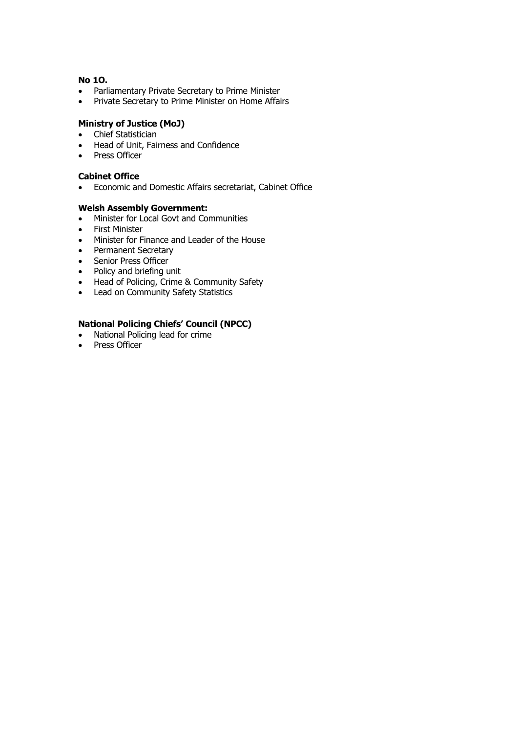**No 1O.**

- Parliamentary Private Secretary to Prime Minister
- Private Secretary to Prime Minister on Home Affairs

**Ministry of Justice (MoJ)**

- Chief Statistician
- Head of Unit, Fairness and Confidence
- Press Officer

**Cabinet Office**

- Economic and Domestic Affairs secretariat, Cabinet Office

**Welsh Assembly Government:**

- Minister for Local Govt and Communities
- First Minister
- Minister for Finance and Leader of the House
- Permanent Secretary
- Senior Press Officer
- Policy and briefing unit
- Head of Policing, Crime & Community Safety
- Lead on Community Safety Statistics

**National Policing Chiefs' Council (NPCC)**

- National Policing lead for crime
- Press Officer